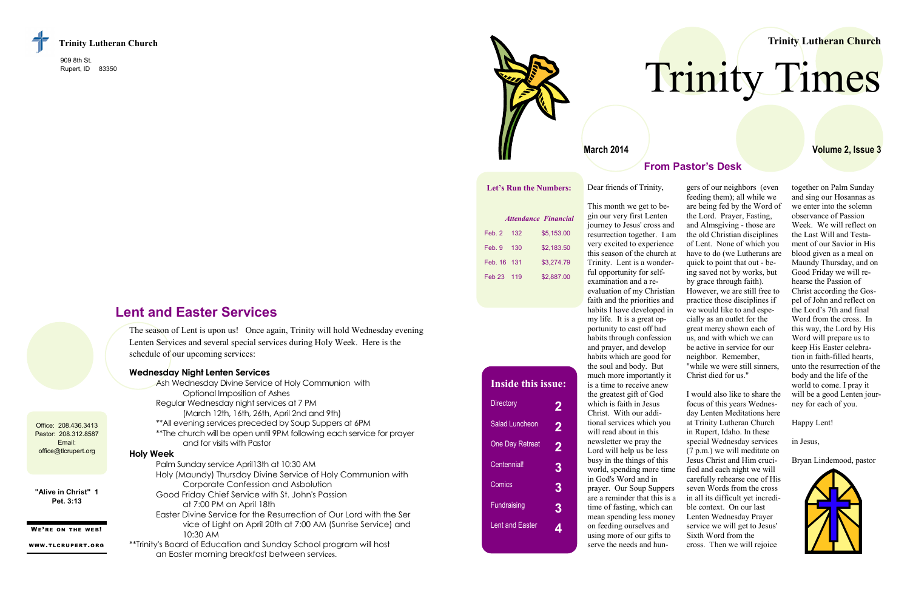**Trinity Lutheran Church**

909 8th St.
Rupert, ID 83350

Office: 208.436.3413
Pastor: 208.312.8587
Email:
office@tlcrupert.org

**"Alive in Christ" 1 Pet. 3:13**

**WE'RE ON THE WEB!**

**WWW.TLCRUPERT.ORG**

## Lent and Easter Services

The season of Lent is upon us! Once again, Trinity will hold Wednesday evening Lenten Services and several special services during Holy Week. Here is the schedule of our upcoming services:

### Wednesday Night Lenten Services

Ash Wednesday Divine Service of Holy Communion with Optional Imposition of Ashes
Regular Wednesday night services at 7 PM (March 12th, 16th, 26th, April 2nd and 9th)
**All evening services preceded by Soup Suppers at 6PM
**The church will be open until 9PM following each service for prayer and for visits with Pastor

### Holy Week

Palm Sunday service April13th at 10:30 AM
Holy (Maundy) Thursday Divine Service of Holy Communion with Corporate Confession and Absolution
Good Friday Chief Service with St. John's Passion at 7:00 PM on April 18th
Easter Divine Service for the Resurrection of Our Lord with the Service of Light on April 20th at 7:00 AM (Sunrise Service) and 10:30 AM

**Trinity's Board of Education and Sunday School program will host an Easter morning breakfast between services.

**Trinity Lutheran Church**

# Trinity Times

**March 2014** **Volume 2, Issue 3**

**Let's Run the Numbers:**

| | Attendance | Financial |
|---|---|---|
| Feb. 2 | 132 | $5,153.00 |
| Feb. 9 | 130 | $2,183.50 |
| Feb. 16 | 131 | $3,274.79 |
| Feb 23 | 119 | $2,887.00 |

**Inside this issue:**

| | |
|---|---|
| Directory | 2 |
| Salad Luncheon | 2 |
| One Day Retreat | 2 |
| Centennial! | 3 |
| Comics | 3 |
| Fundraising | 3 |
| Lent and Easter | 4 |

## From Pastor's Desk

Dear friends of Trinity,

This month we get to begin our very first Lenten journey to Jesus' cross and resurrection together. I am very excited to experience this season of the church at Trinity. Lent is a wonderful opportunity for self-examination and a re-evaluation of my Christian faith and the priorities and habits I have developed in my life. It is a great opportunity to cast off bad habits through confession and prayer, and develop habits which are good for the soul and body. But much more importantly it is a time to receive anew the greatest gift of God which is faith in Jesus Christ. With our additional services which you will read about in this newsletter we pray the Lord will help us be less busy in the things of this world, spending more time in God's Word and in prayer. Our Soup Suppers are a reminder that this is a time of fasting, which can mean spending less money on feeding ourselves and using more of our gifts to serve the needs and hungers of our neighbors (even feeding them); all while we are being fed by the Word of the Lord. Prayer, Fasting, and Almsgiving - those are the old Christian disciplines of Lent. None of which you have to do (we Lutherans are quick to point that out - being saved not by works, but by grace through faith). However, we are still free to practice those disciplines if we would like to and especially as an outlet for the great mercy shown each of us, and with which we can be active in service for our neighbor. Remember, "while we were still sinners, Christ died for us."

I would also like to share the focus of this years Wednesday Lenten Meditations here at Trinity Lutheran Church in Rupert, Idaho. In these special Wednesday services (7 p.m.) we will meditate on Jesus Christ and Him crucified and each night we will carefully rehearse one of His seven Words from the cross in all its difficult yet incredible context. On our last Lenten Wednesday Prayer service we will get to Jesus' Sixth Word from the cross. Then we will rejoice together on Palm Sunday and sing our Hosannas as we enter into the solemn observance of Passion Week. We will reflect on the Last Will and Testament of our Savior in His blood given as a meal on Maundy Thursday, and on Good Friday we will rehearse the Passion of Christ according the Gospel of John and reflect on the Lord's 7th and final Word from the cross. In this way, the Lord by His Word will prepare us to keep His Easter celebration in faith-filled hearts, unto the resurrection of the body and the life of the world to come. I pray it will be a good Lenten journey for each of you.

Happy Lent!

in Jesus,

Bryan Lindemood, pastor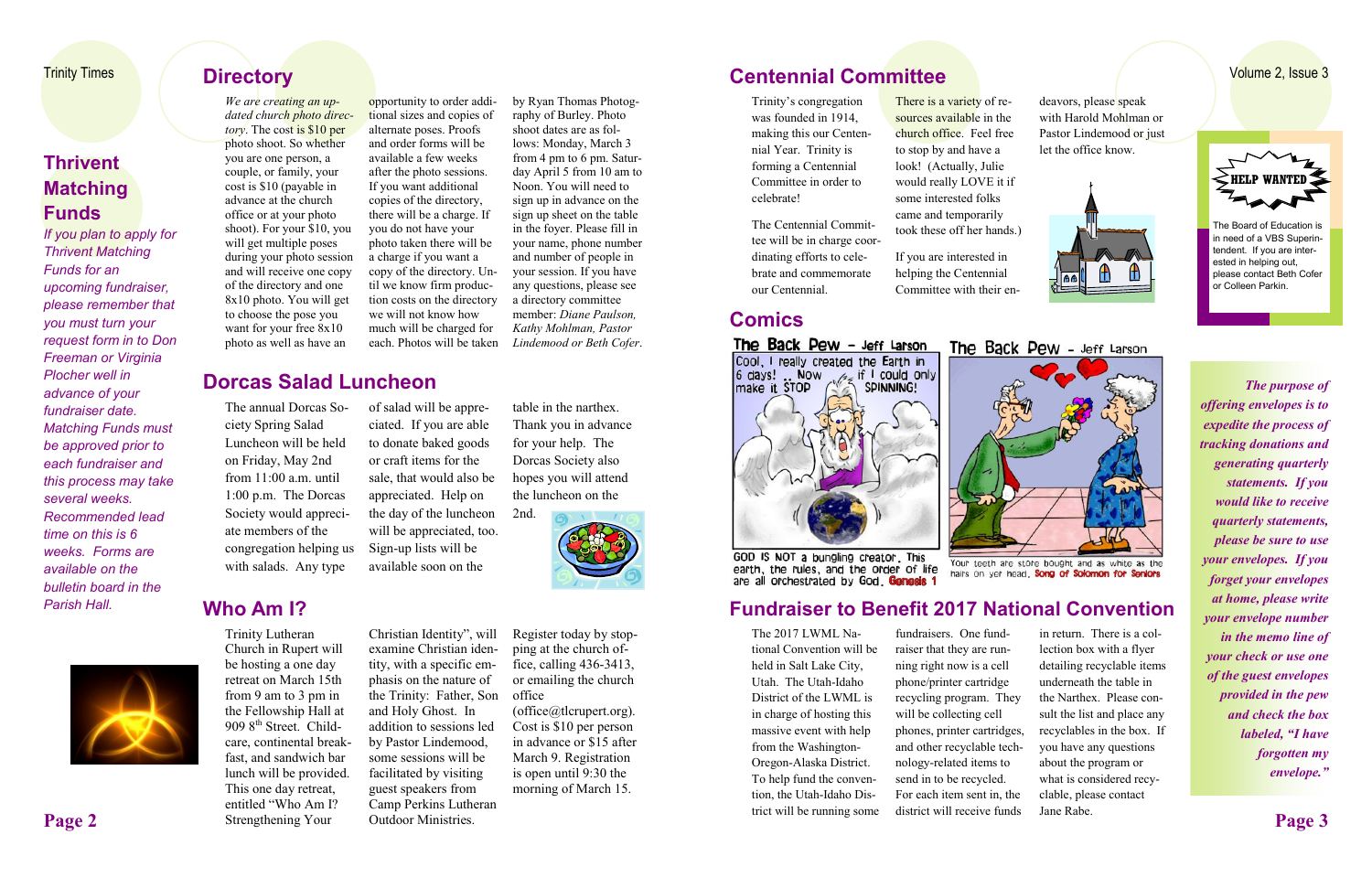## Thrivent Matching Funds

*If you plan to apply for Thrivent Matching Funds for an upcoming fundraiser, please remember that you must turn your request form in to Don Freeman or Virginia Plocher well in advance of your fundraiser date. Matching Funds must be approved prior to each fundraiser and this process may take several weeks. Recommended lead time on this is 6 weeks. Forms are available on the bulletin board in the Parish Hall.*

## Directory

*We are creating an updated church photo directory*. The cost is $10 per photo shoot. So whether you are one person, a couple, or family, your cost is $10 (payable in advance at the church office or at your photo shoot). For your $10, you will get multiple poses during your photo session and will receive one copy of the directory and one 8x10 photo. You will get to choose the pose you want for your free 8x10 photo as well as have an opportunity to order additional sizes and copies of alternate poses. Proofs and order forms will be available a few weeks after the photo sessions. If you want additional copies of the directory, there will be a charge. If you do not have your photo taken there will be a charge if you want a copy of the directory. Until we know firm production costs on the directory we will not know how much will be charged for each. Photos will be taken by Ryan Thomas Photography of Burley. Photo shoot dates are as follows: Monday, March 3 from 4 pm to 6 pm. Saturday April 5 from 10 am to Noon. You will need to sign up in advance on the sign up sheet on the table in the foyer. Please fill in your name, phone number and number of people in your session. If you have any questions, please see a directory committee member: *Diane Paulson, Kathy Mohlman, Pastor Lindemood or Beth Cofer*.

## Dorcas Salad Luncheon

The annual Dorcas Society Spring Salad Luncheon will be held on Friday, May 2nd from 11:00 a.m. until 1:00 p.m. The Dorcas Society would appreciate members of the congregation helping us with salads. Any type of salad will be appreciated. If you are able to donate baked goods or craft items for the sale, that would also be appreciated. Help on the day of the luncheon will be appreciated, too. Sign-up lists will be available soon on the table in the narthex. Thank you in advance for your help. The Dorcas Society also hopes you will attend the luncheon on the 2nd.

## Who Am I?

Trinity Lutheran Church in Rupert will be hosting a one day retreat on March 15th from 9 am to 3 pm in the Fellowship Hall at 909 8th Street. Childcare, continental breakfast, and sandwich bar lunch will be provided. This one day retreat, entitled "Who Am I? Strengthening Your Christian Identity", will examine Christian identity, with a specific emphasis on the nature of the Trinity: Father, Son and Holy Ghost. In addition to sessions led by Pastor Lindemood, some sessions will be facilitated by visiting guest speakers from Camp Perkins Lutheran Outdoor Ministries. Register today by stopping at the church office, calling 436-3413, or emailing the church office (office@tlcrupert.org). Cost is $10 per person in advance or $15 after March 9. Registration is open until 9:30 the morning of March 15.

## Centennial Committee

Trinity's congregation was founded in 1914, making this our Centennial Year. Trinity is forming a Centennial Committee in order to celebrate!

The Centennial Committee will be in charge coordinating efforts to celebrate and commemorate our Centennial.

There is a variety of resources available in the church office. Feel free to stop by and have a look! (Actually, Julie would really LOVE it if some interested folks came and temporarily took these off her hands.)

If you are interested in helping the Centennial Committee with their endeavors, please speak with Harold Mohlman or Pastor Lindemood or just let the office know.

**HELP WANTED**

The Board of Education is in need of a VBS Superintendent. If you are interested in helping out, please contact Beth Cofer or Colleen Parkin.

## Comics

The Back Pew - Jeff Larson

Cool, I really created the Earth in 6 days! .. Now if I could only make it STOP SPINNING!

GOD IS NOT a bungling creator. This earth, the rules, and the order of life are all orchestrated by God. Genesis 1

The Back Pew - Jeff Larson

Your teeth are store bought and as white as the hairs on yer head. Song of Solomon for Seniors

***The purpose of offering envelopes is to expedite the process of tracking donations and generating quarterly statements. If you would like to receive quarterly statements, please be sure to use your envelopes. If you forget your envelopes at home, please write your envelope number in the memo line of your check or use one of the guest envelopes provided in the pew and check the box labeled, "I have forgotten my envelope."***

## Fundraiser to Benefit 2017 National Convention

The 2017 LWML National Convention will be held in Salt Lake City, Utah. The Utah-Idaho District of the LWML is in charge of hosting this massive event with help from the Washington-Oregon-Alaska District. To help fund the convention, the Utah-Idaho District will be running some fundraisers. One fundraiser that they are running right now is a cell phone/printer cartridge recycling program. They will be collecting cell phones, printer cartridges, and other recyclable technology-related items to send in to be recycled. For each item sent in, the district will receive funds in return. There is a collection box with a flyer detailing recyclable items underneath the table in the Narthex. Please consult the list and place any recyclables in the box. If you have any questions about the program or what is considered recyclable, please contact Jane Rabe.